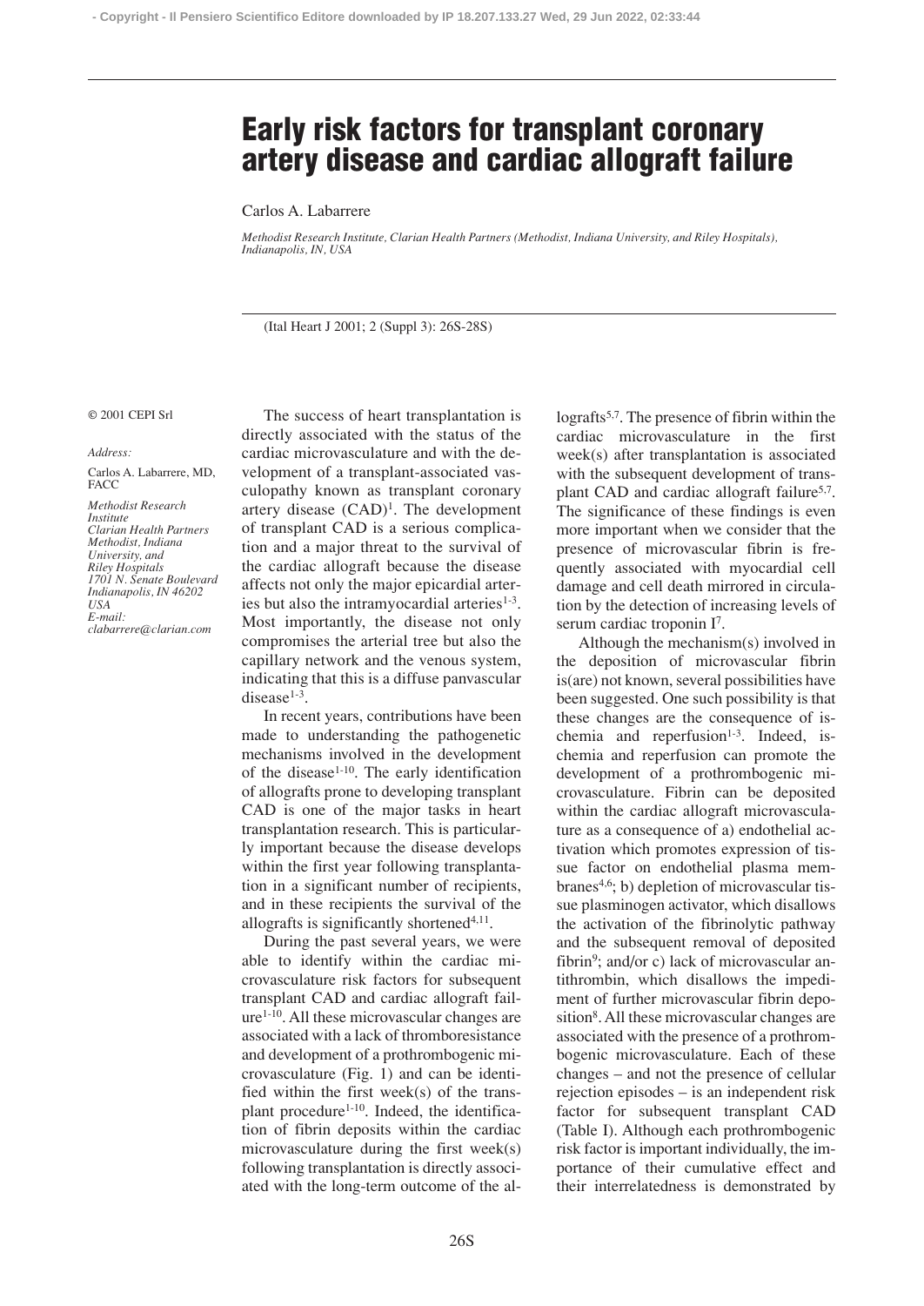# Early risk factors for transplant coronary artery disease and cardiac allograft failure

Carlos A. Labarrere

*Methodist Research Institute, Clarian Health Partners (Methodist, Indiana University, and Riley Hospitals), Indianapolis, IN, USA*

(Ital Heart J 2001; 2 (Suppl 3): 26S-28S)

© 2001 CEPI Srl

*Address:*

Carlos A. Labarrere, MD, FACC

*Methodist Research Institute*
*Clarian Health Partners*
*Methodist, Indiana University, and*
*Riley Hospitals*
*1701 N. Senate Boulevard*
*Indianapolis, IN 46202*
*USA*
*E-mail: clabarrere@clarian.com*

The success of heart transplantation is directly associated with the status of the cardiac microvasculature and with the development of a transplant-associated vasculopathy known as transplant coronary artery disease (CAD)[1]. The development of transplant CAD is a serious complication and a major threat to the survival of the cardiac allograft because the disease affects not only the major epicardial arteries but also the intramyocardial arteries[1-3]. Most importantly, the disease not only compromises the arterial tree but also the capillary network and the venous system, indicating that this is a diffuse panvascular disease[1-3].

In recent years, contributions have been made to understanding the pathogenetic mechanisms involved in the development of the disease[1-10]. The early identification of allografts prone to developing transplant CAD is one of the major tasks in heart transplantation research. This is particularly important because the disease develops within the first year following transplantation in a significant number of recipients, and in these recipients the survival of the allografts is significantly shortened[4,11].

During the past several years, we were able to identify within the cardiac microvasculature risk factors for subsequent transplant CAD and cardiac allograft failure[1-10]. All these microvascular changes are associated with a lack of thromboresistance and development of a prothrombogenic microvasculature (Fig. 1) and can be identified within the first week(s) of the transplant procedure[1-10]. Indeed, the identification of fibrin deposits within the cardiac microvasculature during the first week(s) following transplantation is directly associated with the long-term outcome of the allografts[5,7]. The presence of fibrin within the cardiac microvasculature in the first week(s) after transplantation is associated with the subsequent development of transplant CAD and cardiac allograft failure[5,7]. The significance of these findings is even more important when we consider that the presence of microvascular fibrin is frequently associated with myocardial cell damage and cell death mirrored in circulation by the detection of increasing levels of serum cardiac troponin I[7].

Although the mechanism(s) involved in the deposition of microvascular fibrin is(are) not known, several possibilities have been suggested. One such possibility is that these changes are the consequence of ischemia and reperfusion[1-3]. Indeed, ischemia and reperfusion can promote the development of a prothrombogenic microvasculature. Fibrin can be deposited within the cardiac allograft microvasculature as a consequence of a) endothelial activation which promotes expression of tissue factor on endothelial plasma membranes[4,6]; b) depletion of microvascular tissue plasminogen activator, which disallows the activation of the fibrinolytic pathway and the subsequent removal of deposited fibrin[9]; and/or c) lack of microvascular antithrombin, which disallows the impediment of further microvascular fibrin deposition[8]. All these microvascular changes are associated with the presence of a prothrombogenic microvasculature. Each of these changes – and not the presence of cellular rejection episodes – is an independent risk factor for subsequent transplant CAD (Table I). Although each prothrombogenic risk factor is important individually, the importance of their cumulative effect and their interrelatedness is demonstrated by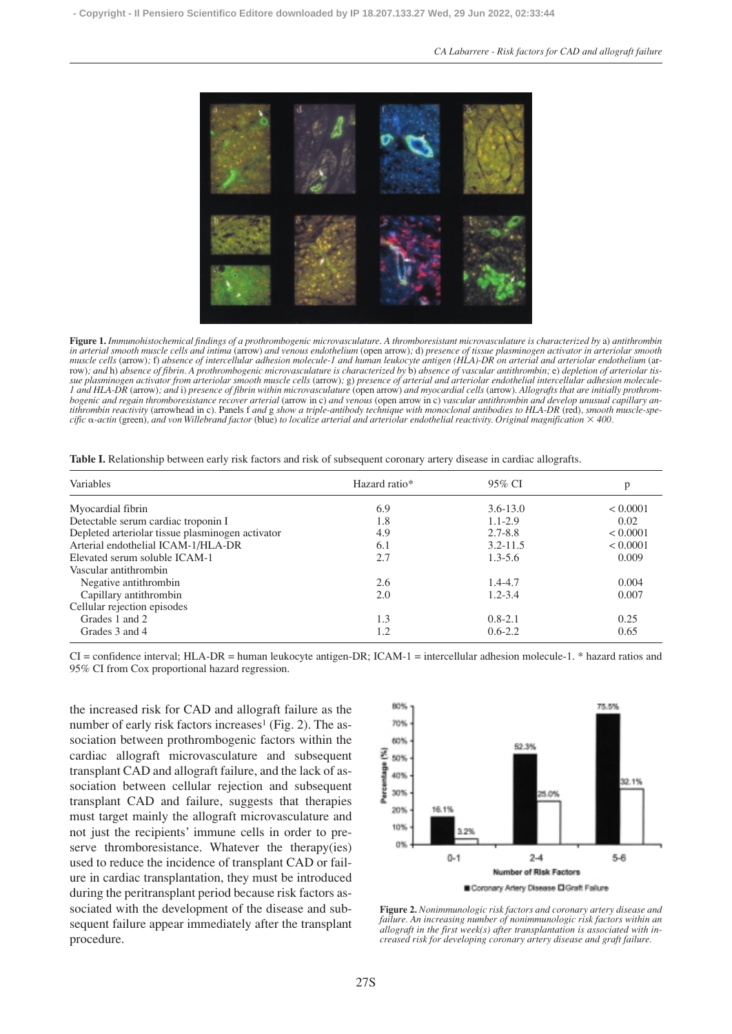**Figure 1.** *Immunohistochemical findings of a prothrombogenic microvasculature. A thromboresistant microvasculature is characterized by* a) *antithrombin in arterial smooth muscle cells and intima* (arrow) *and venous endothelium* (open arrow)*;* d) *presence of tissue plasminogen activator in arteriolar smooth muscle cells* (arrow)*;* f) *absence of intercellular adhesion molecule-1 and human leukocyte antigen (HLA)-DR on arterial and arteriolar endothelium* (arrow)*; and* h) *absence of fibrin. A prothrombogenic microvasculature is characterized by* b) *absence of vascular antithrombin;* e) *depletion of arteriolar tissue plasminogen activator from arteriolar smooth muscle cells* (arrow)*;* g) *presence of arterial and arteriolar endothelial intercellular adhesion molecule-1 and HLA-DR* (arrow)*; and* i) *presence of fibrin within microvasculature* (open arrow) *and myocardial cells* (arrow). *Allografts that are initially prothrombogenic and regain thromboresistance recover arterial* (arrow in c) *and venous* (open arrow in c) *vascular antithrombin and develop unusual capillary antithrombin reactivity* (arrowhead in c). *Panels* f *and* g *show a triple-antibody technique with monoclonal antibodies to HLA-DR* (red)*, smooth muscle-specific* $\alpha$*-actin* (green)*, and von Willebrand factor* (blue) *to localize arterial and arteriolar endothelial reactivity. Original magnification* $\times$ *400.*

**Table I.** Relationship between early risk factors and risk of subsequent coronary artery disease in cardiac allografts.

| Variables | Hazard ratio* | 95% CI | p |
|---|---|---|---|
| Myocardial fibrin | 6.9 | 3.6-13.0 | < 0.0001 |
| Detectable serum cardiac troponin I | 1.8 | 1.1-2.9 | 0.02 |
| Depleted arteriolar tissue plasminogen activator | 4.9 | 2.7-8.8 | < 0.0001 |
| Arterial endothelial ICAM-1/HLA-DR | 6.1 | 3.2-11.5 | < 0.0001 |
| Elevated serum soluble ICAM-1 | 2.7 | 1.3-5.6 | 0.009 |
| Vascular antithrombin | | | |
| Negative antithrombin | 2.6 | 1.4-4.7 | 0.004 |
| Capillary antithrombin | 2.0 | 1.2-3.4 | 0.007 |
| Cellular rejection episodes | | | |
| Grades 1 and 2 | 1.3 | 0.8-2.1 | 0.25 |
| Grades 3 and 4 | 1.2 | 0.6-2.2 | 0.65 |

CI = confidence interval; HLA-DR = human leukocyte antigen-DR; ICAM-1 = intercellular adhesion molecule-1. * hazard ratios and 95% CI from Cox proportional hazard regression.

the increased risk for CAD and allograft failure as the number of early risk factors increases[1] (Fig. 2). The association between prothrombogenic factors within the cardiac allograft microvasculature and subsequent transplant CAD and allograft failure, and the lack of association between cellular rejection and subsequent transplant CAD and failure, suggests that therapies must target mainly the allograft microvasculature and not just the recipients' immune cells in order to preserve thromboresistance. Whatever the therapy(ies) used to reduce the incidence of transplant CAD or failure in cardiac transplantation, they must be introduced during the peritransplant period because risk factors associated with the development of the disease and subsequent failure appear immediately after the transplant procedure.

**Figure 2.** *Nonimmunologic risk factors and coronary artery disease and failure. An increasing number of nonimmunologic risk factors within an allograft in the first week(s) after transplantation is associated with increased risk for developing coronary artery disease and graft failure.*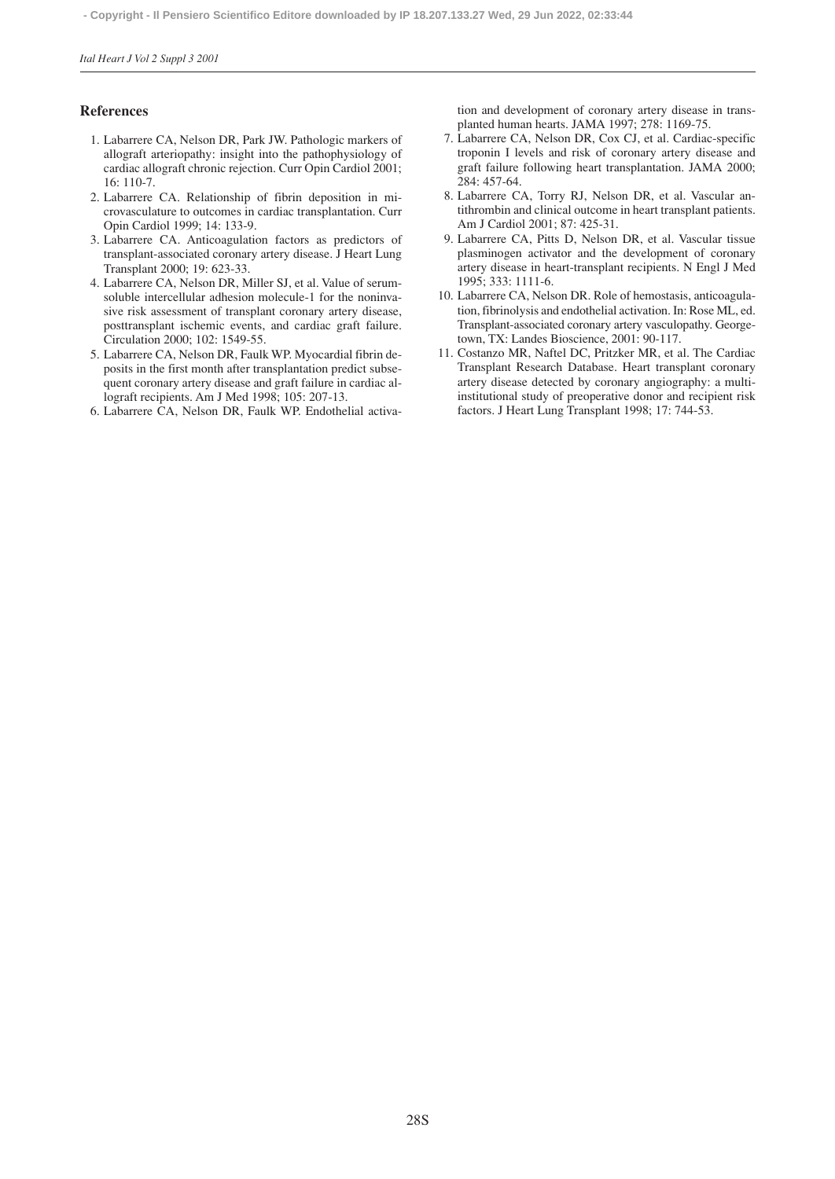## References

1. Labarrere CA, Nelson DR, Park JW. Pathologic markers of allograft arteriopathy: insight into the pathophysiology of cardiac allograft chronic rejection. Curr Opin Cardiol 2001; 16: 110-7.
2. Labarrere CA. Relationship of fibrin deposition in microvasculature to outcomes in cardiac transplantation. Curr Opin Cardiol 1999; 14: 133-9.
3. Labarrere CA. Anticoagulation factors as predictors of transplant-associated coronary artery disease. J Heart Lung Transplant 2000; 19: 623-33.
4. Labarrere CA, Nelson DR, Miller SJ, et al. Value of serum-soluble intercellular adhesion molecule-1 for the noninvasive risk assessment of transplant coronary artery disease, posttransplant ischemic events, and cardiac graft failure. Circulation 2000; 102: 1549-55.
5. Labarrere CA, Nelson DR, Faulk WP. Myocardial fibrin deposits in the first month after transplantation predict subsequent coronary artery disease and graft failure in cardiac allograft recipients. Am J Med 1998; 105: 207-13.
6. Labarrere CA, Nelson DR, Faulk WP. Endothelial activation and development of coronary artery disease in transplanted human hearts. JAMA 1997; 278: 1169-75.
7. Labarrere CA, Nelson DR, Cox CJ, et al. Cardiac-specific troponin I levels and risk of coronary artery disease and graft failure following heart transplantation. JAMA 2000; 284: 457-64.
8. Labarrere CA, Torry RJ, Nelson DR, et al. Vascular antithrombin and clinical outcome in heart transplant patients. Am J Cardiol 2001; 87: 425-31.
9. Labarrere CA, Pitts D, Nelson DR, et al. Vascular tissue plasminogen activator and the development of coronary artery disease in heart-transplant recipients. N Engl J Med 1995; 333: 1111-6.
10. Labarrere CA, Nelson DR. Role of hemostasis, anticoagulation, fibrinolysis and endothelial activation. In: Rose ML, ed. Transplant-associated coronary artery vasculopathy. Georgetown, TX: Landes Bioscience, 2001: 90-117.
11. Costanzo MR, Naftel DC, Pritzker MR, et al. The Cardiac Transplant Research Database. Heart transplant coronary artery disease detected by coronary angiography: a multi-institutional study of preoperative donor and recipient risk factors. J Heart Lung Transplant 1998; 17: 744-53.